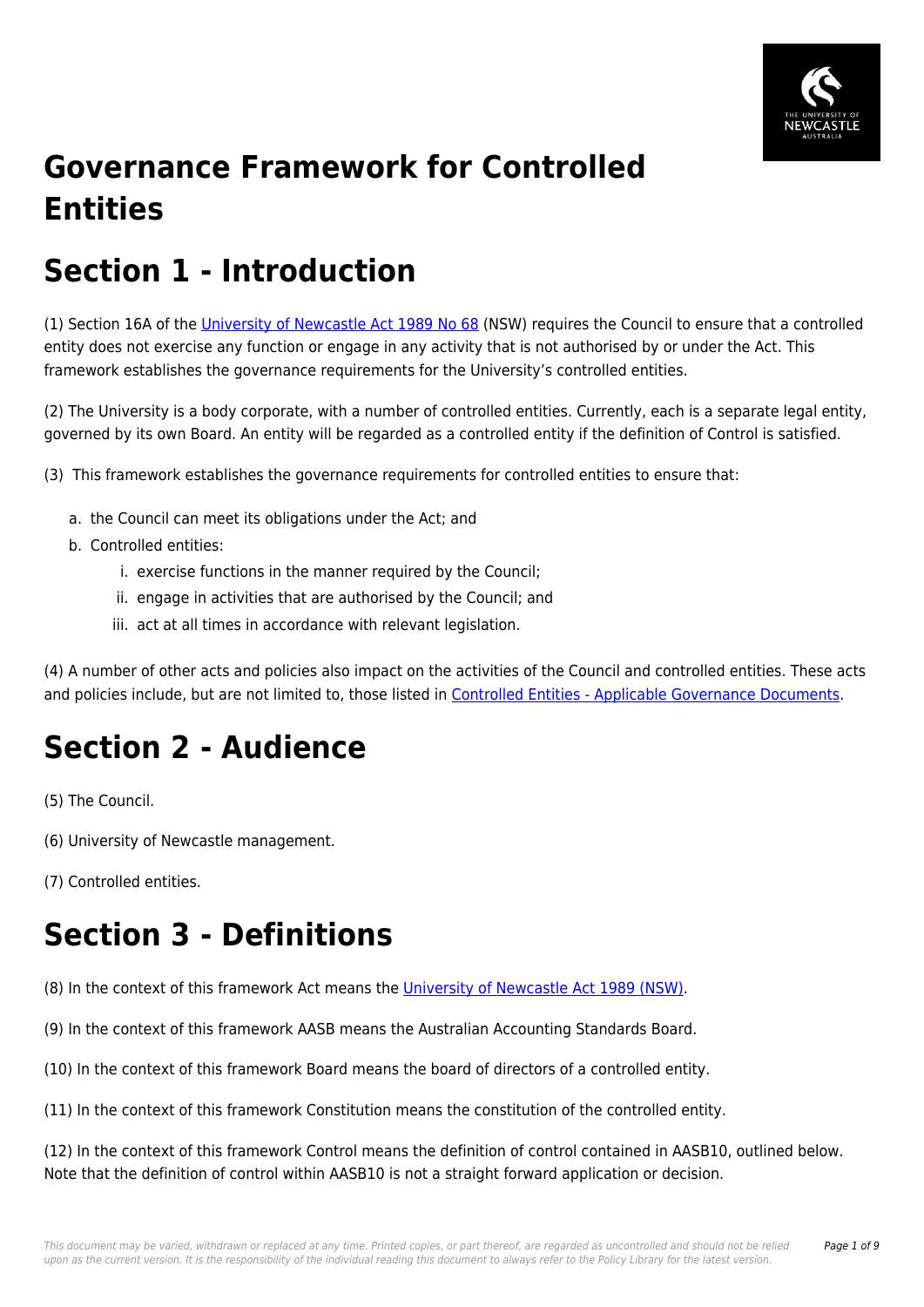# Governance Framework for Controlled Entities

## Section 1 - Introduction

(1) Section 16A of the [University of Newcastle Act 1989 No 68](#) (NSW) requires the Council to ensure that a controlled entity does not exercise any function or engage in any activity that is not authorised by or under the Act. This framework establishes the governance requirements for the University's controlled entities.

(2) The University is a body corporate, with a number of controlled entities. Currently, each is a separate legal entity, governed by its own Board. An entity will be regarded as a controlled entity if the definition of Control is satisfied.

(3) This framework establishes the governance requirements for controlled entities to ensure that:

a. the Council can meet its obligations under the Act; and
b. Controlled entities:
    i. exercise functions in the manner required by the Council;
    ii. engage in activities that are authorised by the Council; and
    iii. act at all times in accordance with relevant legislation.

(4) A number of other acts and policies also impact on the activities of the Council and controlled entities. These acts and policies include, but are not limited to, those listed in [Controlled Entities - Applicable Governance Documents](#).

## Section 2 - Audience

(5) The Council.

(6) University of Newcastle management.

(7) Controlled entities.

## Section 3 - Definitions

(8) In the context of this framework Act means the [University of Newcastle Act 1989 (NSW)](#).

(9) In the context of this framework AASB means the Australian Accounting Standards Board.

(10) In the context of this framework Board means the board of directors of a controlled entity.

(11) In the context of this framework Constitution means the constitution of the controlled entity.

(12) In the context of this framework Control means the definition of control contained in AASB10, outlined below. Note that the definition of control within AASB10 is not a straight forward application or decision.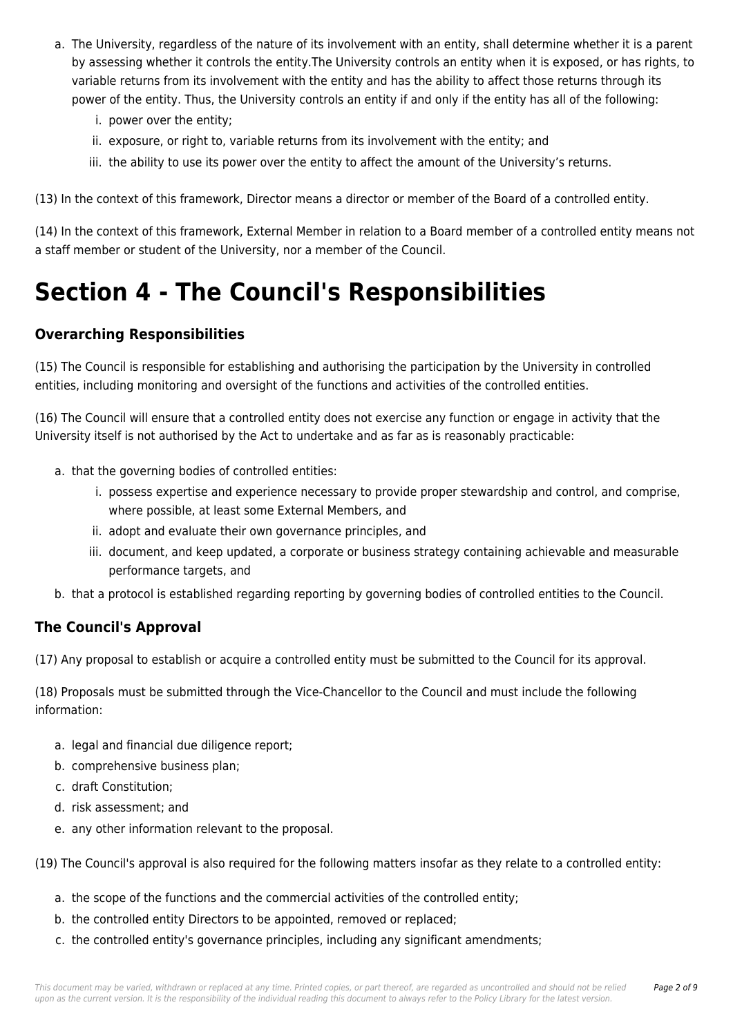a. The University, regardless of the nature of its involvement with an entity, shall determine whether it is a parent by assessing whether it controls the entity.The University controls an entity when it is exposed, or has rights, to variable returns from its involvement with the entity and has the ability to affect those returns through its power of the entity. Thus, the University controls an entity if and only if the entity has all of the following:
    i. power over the entity;
    ii. exposure, or right to, variable returns from its involvement with the entity; and
    iii. the ability to use its power over the entity to affect the amount of the University's returns.

(13) In the context of this framework, Director means a director or member of the Board of a controlled entity.

(14) In the context of this framework, External Member in relation to a Board member of a controlled entity means not a staff member or student of the University, nor a member of the Council.

# Section 4 - The Council's Responsibilities

## Overarching Responsibilities

(15) The Council is responsible for establishing and authorising the participation by the University in controlled entities, including monitoring and oversight of the functions and activities of the controlled entities.

(16) The Council will ensure that a controlled entity does not exercise any function or engage in activity that the University itself is not authorised by the Act to undertake and as far as is reasonably practicable:

a. that the governing bodies of controlled entities:
    i. possess expertise and experience necessary to provide proper stewardship and control, and comprise, where possible, at least some External Members, and
    ii. adopt and evaluate their own governance principles, and
    iii. document, and keep updated, a corporate or business strategy containing achievable and measurable performance targets, and
b. that a protocol is established regarding reporting by governing bodies of controlled entities to the Council.

## The Council's Approval

(17) Any proposal to establish or acquire a controlled entity must be submitted to the Council for its approval.

(18) Proposals must be submitted through the Vice-Chancellor to the Council and must include the following information:

a. legal and financial due diligence report;
b. comprehensive business plan;
c. draft Constitution;
d. risk assessment; and
e. any other information relevant to the proposal.

(19) The Council's approval is also required for the following matters insofar as they relate to a controlled entity:

a. the scope of the functions and the commercial activities of the controlled entity;
b. the controlled entity Directors to be appointed, removed or replaced;
c. the controlled entity's governance principles, including any significant amendments;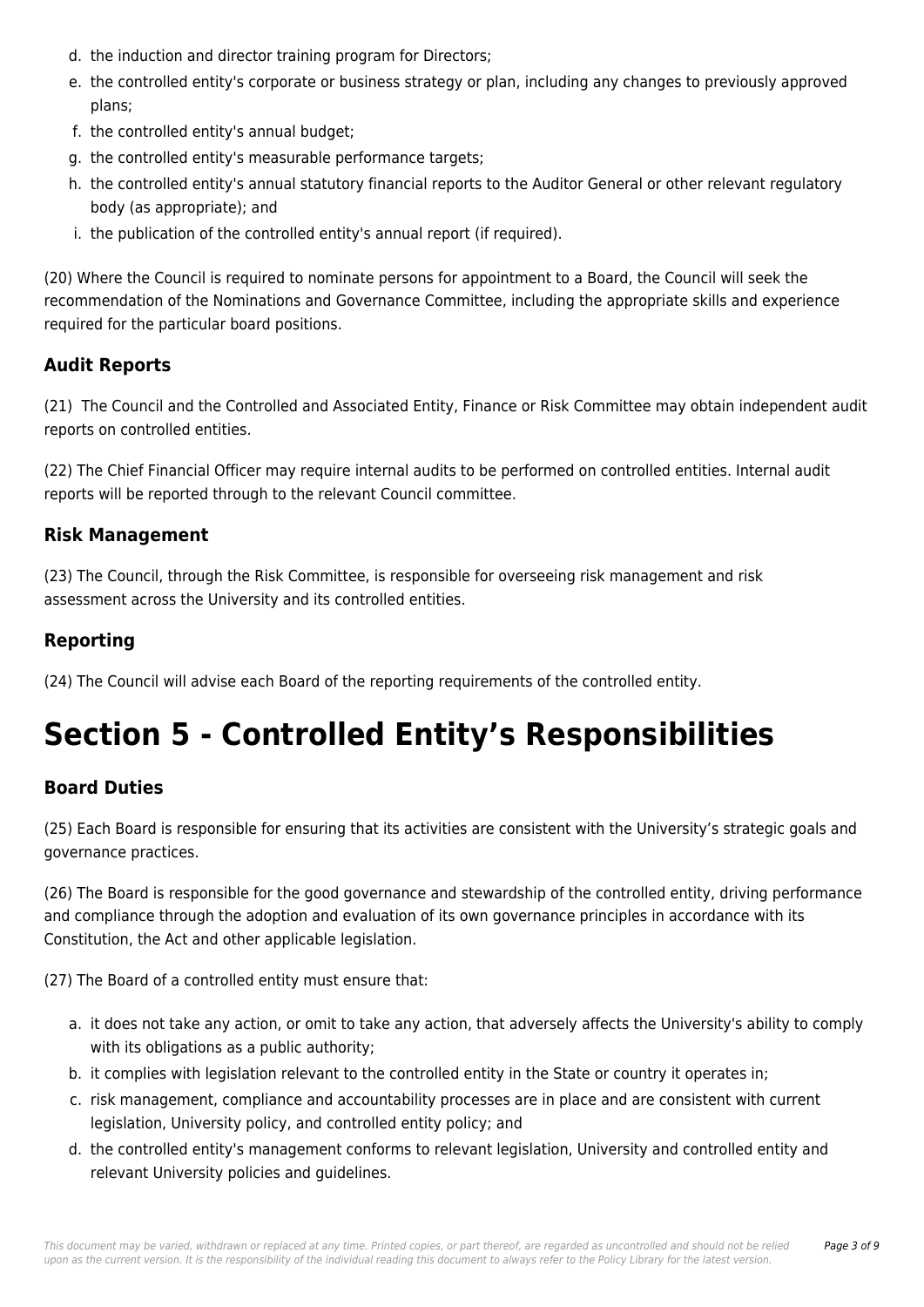d. the induction and director training program for Directors;
e. the controlled entity's corporate or business strategy or plan, including any changes to previously approved plans;
f. the controlled entity's annual budget;
g. the controlled entity's measurable performance targets;
h. the controlled entity's annual statutory financial reports to the Auditor General or other relevant regulatory body (as appropriate); and
i. the publication of the controlled entity's annual report (if required).

(20) Where the Council is required to nominate persons for appointment to a Board, the Council will seek the recommendation of the Nominations and Governance Committee, including the appropriate skills and experience required for the particular board positions.

### Audit Reports

(21) The Council and the Controlled and Associated Entity, Finance or Risk Committee may obtain independent audit reports on controlled entities.

(22) The Chief Financial Officer may require internal audits to be performed on controlled entities. Internal audit reports will be reported through to the relevant Council committee.

### Risk Management

(23) The Council, through the Risk Committee, is responsible for overseeing risk management and risk assessment across the University and its controlled entities.

### Reporting

(24) The Council will advise each Board of the reporting requirements of the controlled entity.

# Section 5 - Controlled Entity's Responsibilities

### Board Duties

(25) Each Board is responsible for ensuring that its activities are consistent with the University's strategic goals and governance practices.

(26) The Board is responsible for the good governance and stewardship of the controlled entity, driving performance and compliance through the adoption and evaluation of its own governance principles in accordance with its Constitution, the Act and other applicable legislation.

(27) The Board of a controlled entity must ensure that:

a. it does not take any action, or omit to take any action, that adversely affects the University's ability to comply with its obligations as a public authority;
b. it complies with legislation relevant to the controlled entity in the State or country it operates in;
c. risk management, compliance and accountability processes are in place and are consistent with current legislation, University policy, and controlled entity policy; and
d. the controlled entity's management conforms to relevant legislation, University and controlled entity and relevant University policies and guidelines.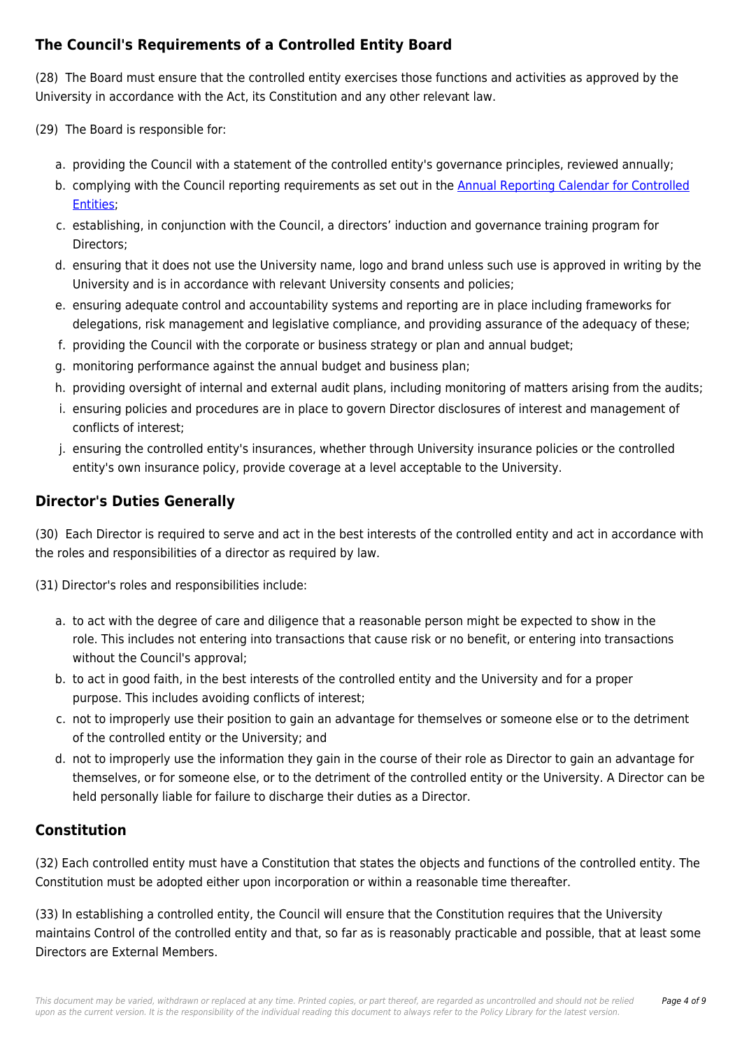## The Council's Requirements of a Controlled Entity Board

(28) The Board must ensure that the controlled entity exercises those functions and activities as approved by the University in accordance with the Act, its Constitution and any other relevant law.

(29) The Board is responsible for:

a. providing the Council with a statement of the controlled entity's governance principles, reviewed annually;
b. complying with the Council reporting requirements as set out in the Annual Reporting Calendar for Controlled Entities;
c. establishing, in conjunction with the Council, a directors' induction and governance training program for Directors;
d. ensuring that it does not use the University name, logo and brand unless such use is approved in writing by the University and is in accordance with relevant University consents and policies;
e. ensuring adequate control and accountability systems and reporting are in place including frameworks for delegations, risk management and legislative compliance, and providing assurance of the adequacy of these;
f. providing the Council with the corporate or business strategy or plan and annual budget;
g. monitoring performance against the annual budget and business plan;
h. providing oversight of internal and external audit plans, including monitoring of matters arising from the audits;
i. ensuring policies and procedures are in place to govern Director disclosures of interest and management of conflicts of interest;
j. ensuring the controlled entity's insurances, whether through University insurance policies or the controlled entity's own insurance policy, provide coverage at a level acceptable to the University.

## Director's Duties Generally

(30) Each Director is required to serve and act in the best interests of the controlled entity and act in accordance with the roles and responsibilities of a director as required by law.

(31) Director's roles and responsibilities include:

a. to act with the degree of care and diligence that a reasonable person might be expected to show in the role. This includes not entering into transactions that cause risk or no benefit, or entering into transactions without the Council's approval;
b. to act in good faith, in the best interests of the controlled entity and the University and for a proper purpose. This includes avoiding conflicts of interest;
c. not to improperly use their position to gain an advantage for themselves or someone else or to the detriment of the controlled entity or the University; and
d. not to improperly use the information they gain in the course of their role as Director to gain an advantage for themselves, or for someone else, or to the detriment of the controlled entity or the University. A Director can be held personally liable for failure to discharge their duties as a Director.

## Constitution

(32) Each controlled entity must have a Constitution that states the objects and functions of the controlled entity. The Constitution must be adopted either upon incorporation or within a reasonable time thereafter.

(33) In establishing a controlled entity, the Council will ensure that the Constitution requires that the University maintains Control of the controlled entity and that, so far as is reasonably practicable and possible, that at least some Directors are External Members.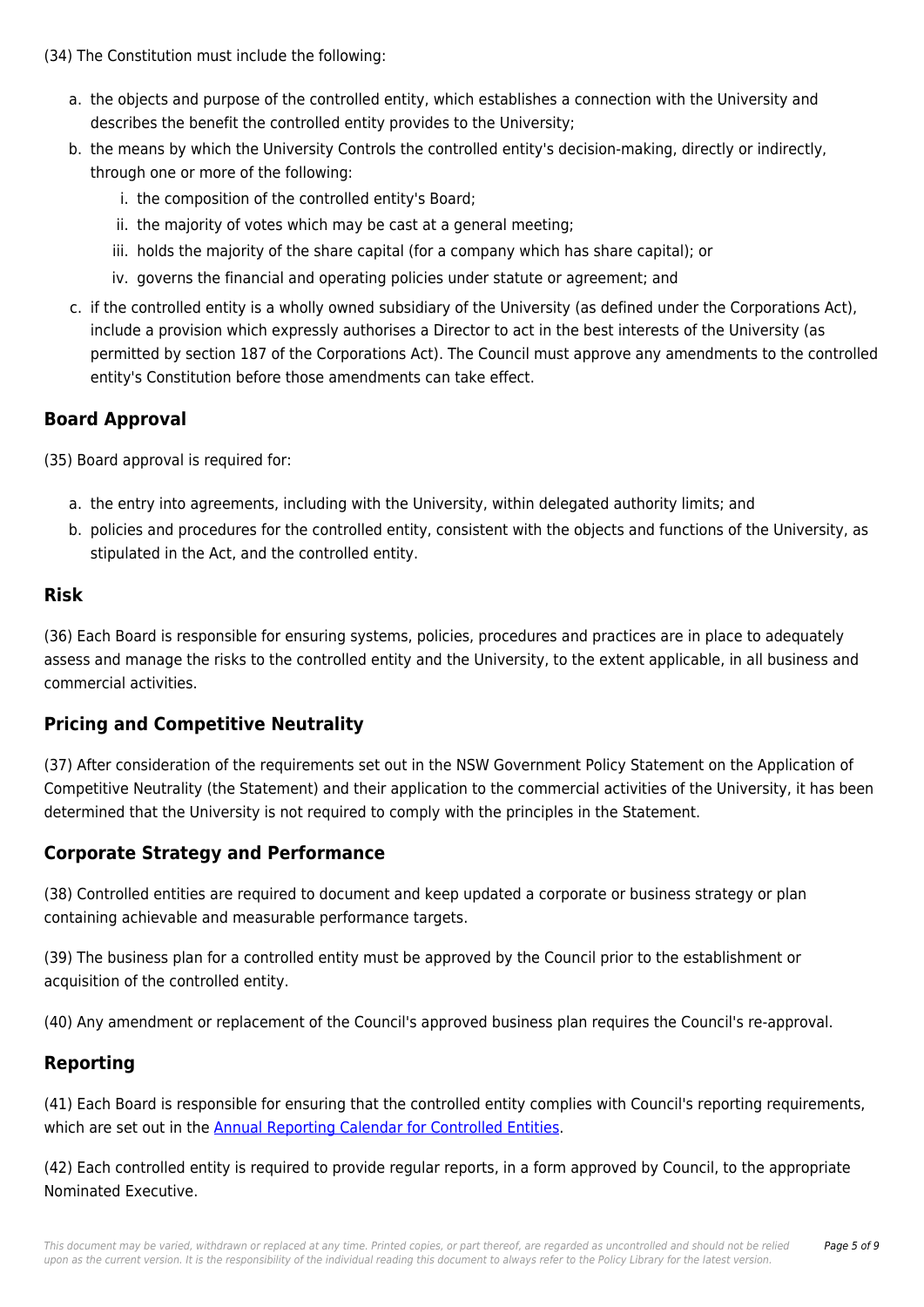(34) The Constitution must include the following:

a. the objects and purpose of the controlled entity, which establishes a connection with the University and describes the benefit the controlled entity provides to the University;
b. the means by which the University Controls the controlled entity's decision-making, directly or indirectly, through one or more of the following:
    i. the composition of the controlled entity's Board;
    ii. the majority of votes which may be cast at a general meeting;
    iii. holds the majority of the share capital (for a company which has share capital); or
    iv. governs the financial and operating policies under statute or agreement; and
c. if the controlled entity is a wholly owned subsidiary of the University (as defined under the Corporations Act), include a provision which expressly authorises a Director to act in the best interests of the University (as permitted by section 187 of the Corporations Act). The Council must approve any amendments to the controlled entity's Constitution before those amendments can take effect.

## Board Approval

(35) Board approval is required for:

a. the entry into agreements, including with the University, within delegated authority limits; and
b. policies and procedures for the controlled entity, consistent with the objects and functions of the University, as stipulated in the Act, and the controlled entity.

## Risk

(36) Each Board is responsible for ensuring systems, policies, procedures and practices are in place to adequately assess and manage the risks to the controlled entity and the University, to the extent applicable, in all business and commercial activities.

## Pricing and Competitive Neutrality

(37) After consideration of the requirements set out in the NSW Government Policy Statement on the Application of Competitive Neutrality (the Statement) and their application to the commercial activities of the University, it has been determined that the University is not required to comply with the principles in the Statement.

## Corporate Strategy and Performance

(38) Controlled entities are required to document and keep updated a corporate or business strategy or plan containing achievable and measurable performance targets.

(39) The business plan for a controlled entity must be approved by the Council prior to the establishment or acquisition of the controlled entity.

(40) Any amendment or replacement of the Council's approved business plan requires the Council's re-approval.

## Reporting

(41) Each Board is responsible for ensuring that the controlled entity complies with Council's reporting requirements, which are set out in the Annual Reporting Calendar for Controlled Entities.

(42) Each controlled entity is required to provide regular reports, in a form approved by Council, to the appropriate Nominated Executive.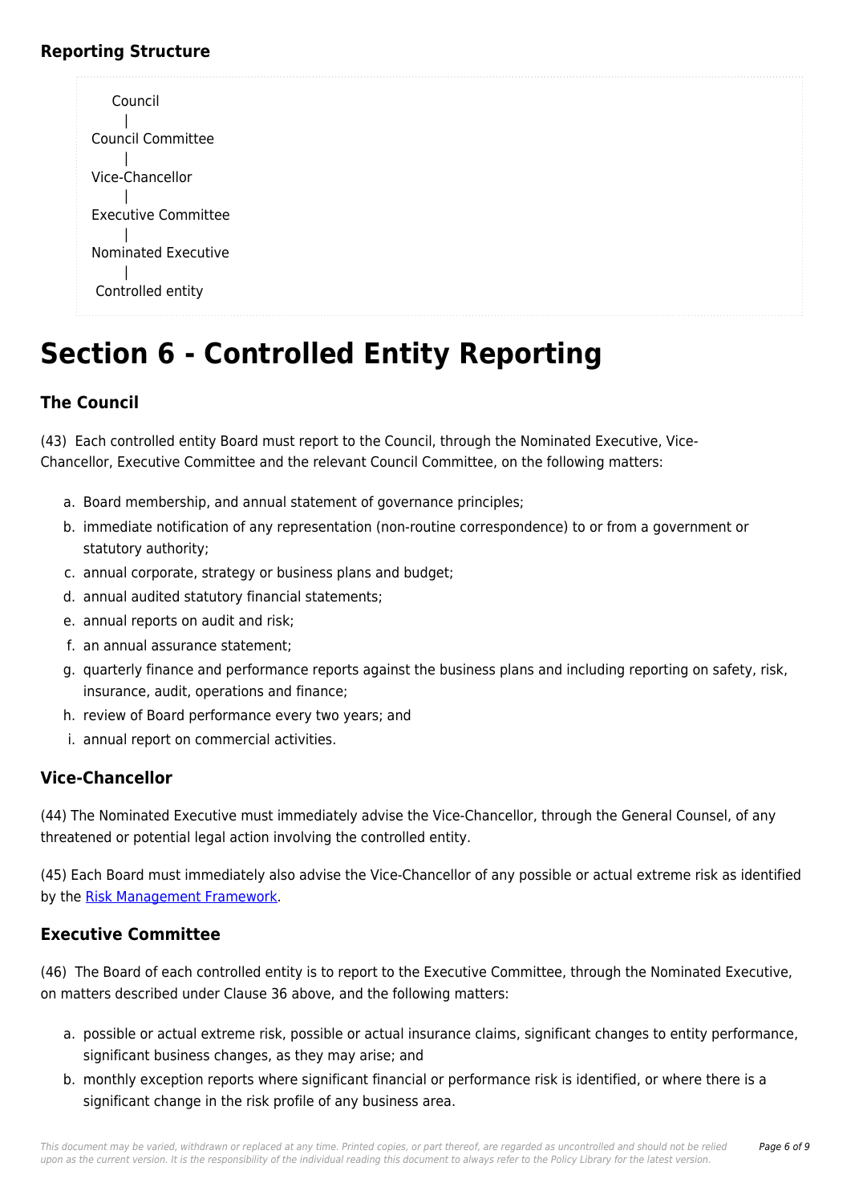### Reporting Structure

```
   Council
      |
Council Committee
      |
Vice-Chancellor
      |
Executive Committee
      |
Nominated Executive
      |
 Controlled entity
```

# Section 6 - Controlled Entity Reporting

### The Council

(43) Each controlled entity Board must report to the Council, through the Nominated Executive, Vice-Chancellor, Executive Committee and the relevant Council Committee, on the following matters:

a. Board membership, and annual statement of governance principles;
b. immediate notification of any representation (non-routine correspondence) to or from a government or statutory authority;
c. annual corporate, strategy or business plans and budget;
d. annual audited statutory financial statements;
e. annual reports on audit and risk;
f. an annual assurance statement;
g. quarterly finance and performance reports against the business plans and including reporting on safety, risk, insurance, audit, operations and finance;
h. review of Board performance every two years; and
i. annual report on commercial activities.

### Vice-Chancellor

(44) The Nominated Executive must immediately advise the Vice-Chancellor, through the General Counsel, of any threatened or potential legal action involving the controlled entity.

(45) Each Board must immediately also advise the Vice-Chancellor of any possible or actual extreme risk as identified by the Risk Management Framework.

### Executive Committee

(46) The Board of each controlled entity is to report to the Executive Committee, through the Nominated Executive, on matters described under Clause 36 above, and the following matters:

a. possible or actual extreme risk, possible or actual insurance claims, significant changes to entity performance, significant business changes, as they may arise; and
b. monthly exception reports where significant financial or performance risk is identified, or where there is a significant change in the risk profile of any business area.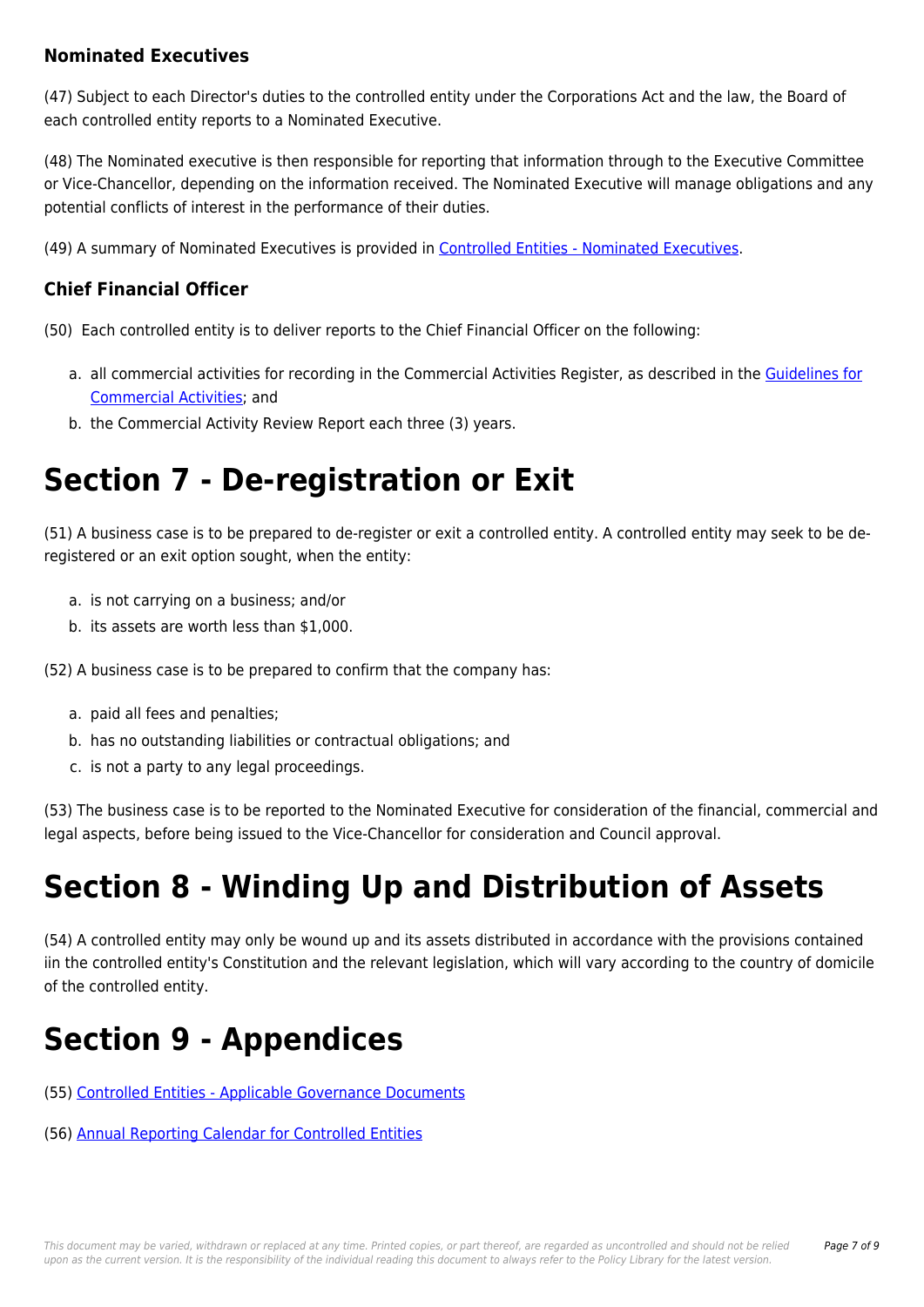### Nominated Executives

(47) Subject to each Director's duties to the controlled entity under the Corporations Act and the law, the Board of each controlled entity reports to a Nominated Executive.

(48) The Nominated executive is then responsible for reporting that information through to the Executive Committee or Vice-Chancellor, depending on the information received. The Nominated Executive will manage obligations and any potential conflicts of interest in the performance of their duties.

(49) A summary of Nominated Executives is provided in Controlled Entities - Nominated Executives.

### Chief Financial Officer

(50) Each controlled entity is to deliver reports to the Chief Financial Officer on the following:

a. all commercial activities for recording in the Commercial Activities Register, as described in the Guidelines for Commercial Activities; and
b. the Commercial Activity Review Report each three (3) years.

# Section 7 - De-registration or Exit

(51) A business case is to be prepared to de-register or exit a controlled entity. A controlled entity may seek to be de-registered or an exit option sought, when the entity:

a. is not carrying on a business; and/or
b. its assets are worth less than $1,000.

(52) A business case is to be prepared to confirm that the company has:

a. paid all fees and penalties;
b. has no outstanding liabilities or contractual obligations; and
c. is not a party to any legal proceedings.

(53) The business case is to be reported to the Nominated Executive for consideration of the financial, commercial and legal aspects, before being issued to the Vice-Chancellor for consideration and Council approval.

# Section 8 - Winding Up and Distribution of Assets

(54) A controlled entity may only be wound up and its assets distributed in accordance with the provisions contained iin the controlled entity's Constitution and the relevant legislation, which will vary according to the country of domicile of the controlled entity.

# Section 9 - Appendices

(55) Controlled Entities - Applicable Governance Documents

(56) Annual Reporting Calendar for Controlled Entities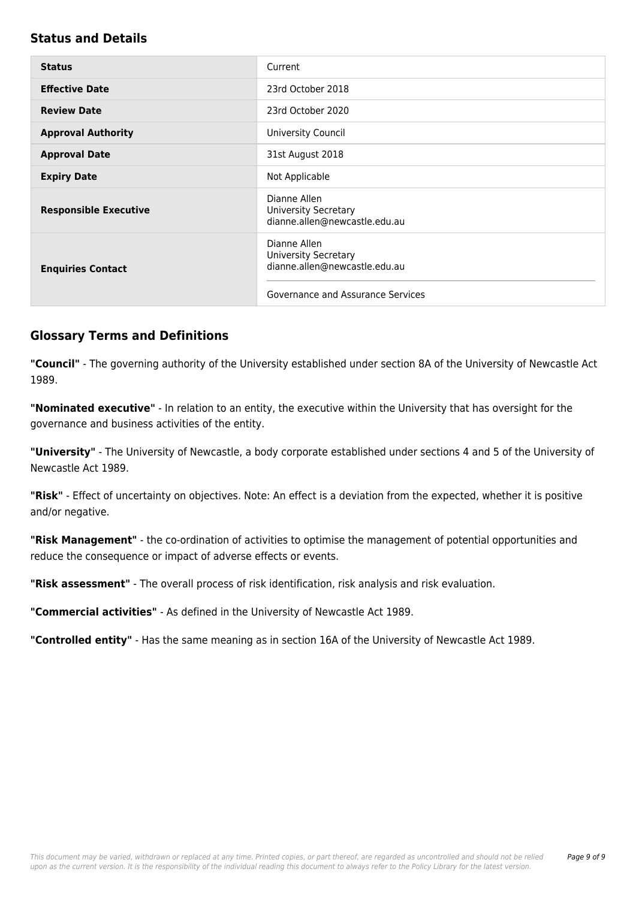## Status and Details

| | |
|---|---|
| **Status** | Current |
| **Effective Date** | 23rd October 2018 |
| **Review Date** | 23rd October 2020 |
| **Approval Authority** | University Council |
| **Approval Date** | 31st August 2018 |
| **Expiry Date** | Not Applicable |
| **Responsible Executive** | Dianne Allen<br>University Secretary<br>dianne.allen@newcastle.edu.au |
| **Enquiries Contact** | Dianne Allen<br>University Secretary<br>dianne.allen@newcastle.edu.au<br><br>Governance and Assurance Services |

## Glossary Terms and Definitions

**"Council"** - The governing authority of the University established under section 8A of the University of Newcastle Act 1989.

**"Nominated executive"** - In relation to an entity, the executive within the University that has oversight for the governance and business activities of the entity.

**"University"** - The University of Newcastle, a body corporate established under sections 4 and 5 of the University of Newcastle Act 1989.

**"Risk"** - Effect of uncertainty on objectives. Note: An effect is a deviation from the expected, whether it is positive and/or negative.

**"Risk Management"** - the co-ordination of activities to optimise the management of potential opportunities and reduce the consequence or impact of adverse effects or events.

**"Risk assessment"** - The overall process of risk identification, risk analysis and risk evaluation.

**"Commercial activities"** - As defined in the University of Newcastle Act 1989.

**"Controlled entity"** - Has the same meaning as in section 16A of the University of Newcastle Act 1989.

*This document may be varied, withdrawn or replaced at any time. Printed copies, or part thereof, are regarded as uncontrolled and should not be relied upon as the current version. It is the responsibility of the individual reading this document to always refer to the Policy Library for the latest version.*